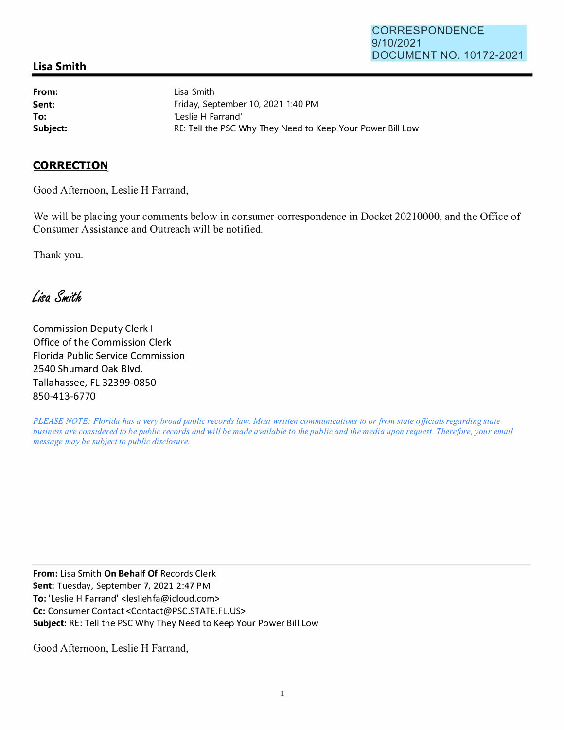CORRESPONDENCE
9/10/2021
DOCUMENT NO. 10172-2021

**Lisa Smith**

| | |
|---|---|
| **From:** | Lisa Smith |
| **Sent:** | Friday, September 10, 2021 1:40 PM |
| **To:** | 'Leslie H Farrand' |
| **Subject:** | RE: Tell the PSC Why They Need to Keep Your Power Bill Low |

**CORRECTION**

Good Afternoon, Leslie H Farrand,

We will be placing your comments below in consumer correspondence in Docket 20210000, and the Office of Consumer Assistance and Outreach will be notified.

Thank you.

*Lisa Smith*

Commission Deputy Clerk I
Office of the Commission Clerk
Florida Public Service Commission
2540 Shumard Oak Blvd.
Tallahassee, FL 32399-0850
850-413-6770

*PLEASE NOTE: Florida has a very broad public records law. Most written communications to or from state officials regarding state business are considered to be public records and will be made available to the public and the media upon request. Therefore, your email message may be subject to public disclosure.*

---

**From:** Lisa Smith **On Behalf Of** Records Clerk
**Sent:** Tuesday, September 7, 2021 2:47 PM
**To:** 'Leslie H Farrand' <lesliehfa@icloud.com>
**Cc:** Consumer Contact <Contact@PSC.STATE.FL.US>
**Subject:** RE: Tell the PSC Why They Need to Keep Your Power Bill Low

Good Afternoon, Leslie H Farrand,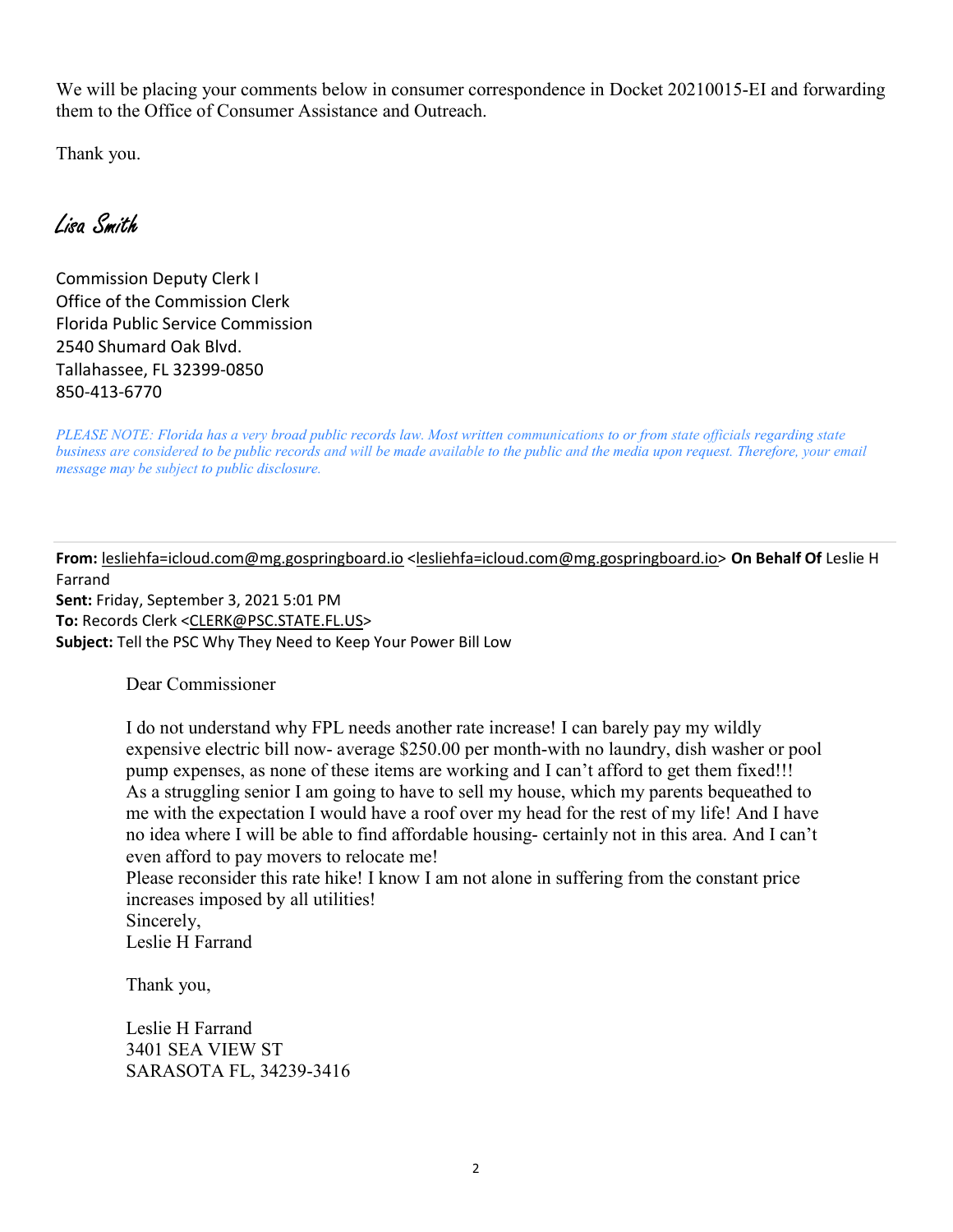We will be placing your comments below in consumer correspondence in Docket 20210015-EI and forwarding them to the Office of Consumer Assistance and Outreach.

Thank you.

*Lisa Smith*

Commission Deputy Clerk I
Office of the Commission Clerk
Florida Public Service Commission
2540 Shumard Oak Blvd.
Tallahassee, FL 32399-0850
850-413-6770

*PLEASE NOTE: Florida has a very broad public records law. Most written communications to or from state officials regarding state business are considered to be public records and will be made available to the public and the media upon request. Therefore, your email message may be subject to public disclosure.*

---

**From:** lesliehfa=icloud.com@mg.gospringboard.io <lesliehfa=icloud.com@mg.gospringboard.io> **On Behalf Of** Leslie H Farrand
**Sent:** Friday, September 3, 2021 5:01 PM
**To:** Records Clerk <CLERK@PSC.STATE.FL.US>
**Subject:** Tell the PSC Why They Need to Keep Your Power Bill Low

Dear Commissioner

I do not understand why FPL needs another rate increase! I can barely pay my wildly expensive electric bill now- average $250.00 per month-with no laundry, dish washer or pool pump expenses, as none of these items are working and I can't afford to get them fixed!!!
As a struggling senior I am going to have to sell my house, which my parents bequeathed to me with the expectation I would have a roof over my head for the rest of my life! And I have no idea where I will be able to find affordable housing- certainly not in this area. And I can't even afford to pay movers to relocate me!
Please reconsider this rate hike! I know I am not alone in suffering from the constant price increases imposed by all utilities!
Sincerely,
Leslie H Farrand

Thank you,

Leslie H Farrand
3401 SEA VIEW ST
SARASOTA FL, 34239-3416